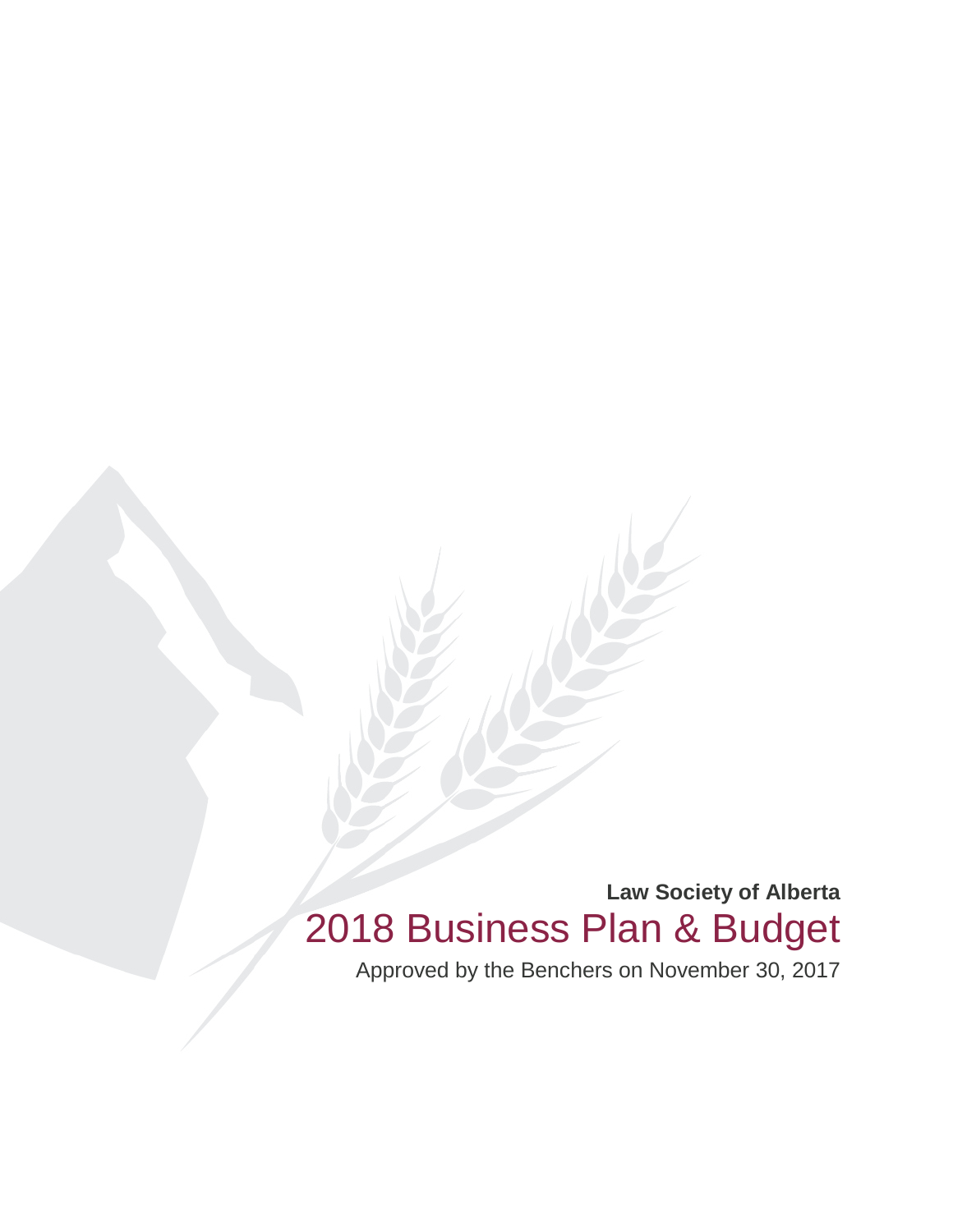**Law Society of Alberta**

# 2018 Business Plan & Budget

Approved by the Benchers on November 30, 2017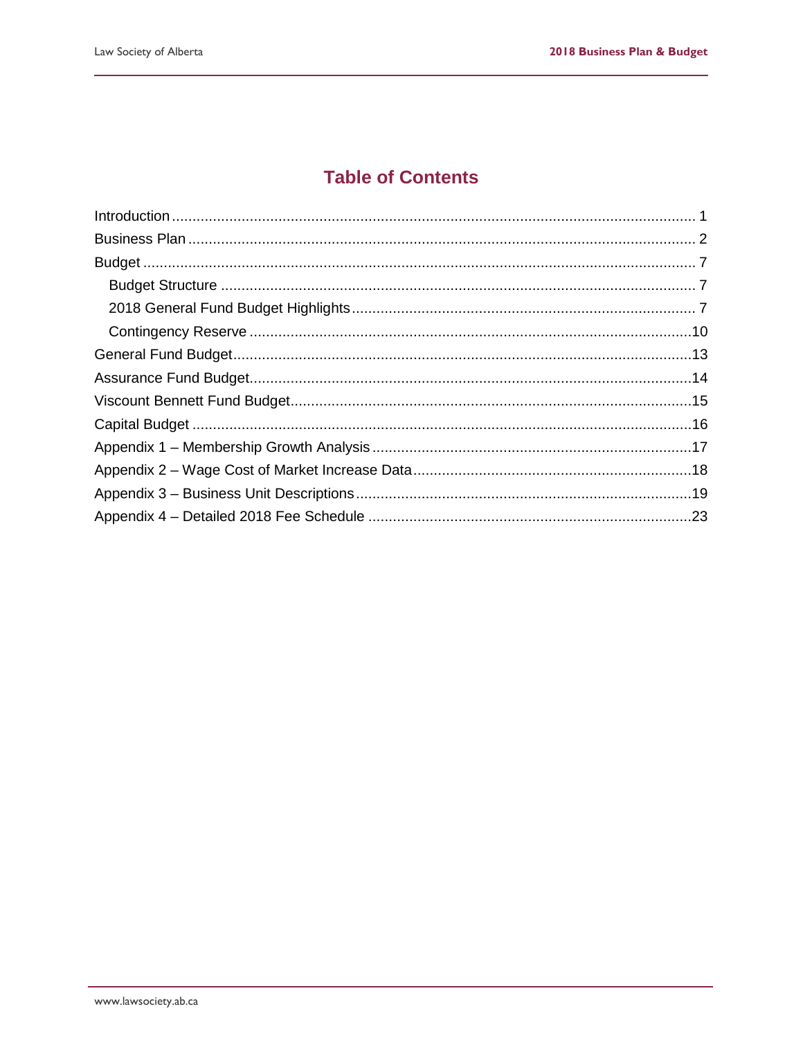# Table of Contents

- Introduction ..... 1
- Business Plan ..... 2
- Budget ..... 7
  - Budget Structure ..... 7
  - 2018 General Fund Budget Highlights ..... 7
  - Contingency Reserve ..... 10
- General Fund Budget ..... 13
- Assurance Fund Budget ..... 14
- Viscount Bennett Fund Budget ..... 15
- Capital Budget ..... 16
- Appendix 1 – Membership Growth Analysis ..... 17
- Appendix 2 – Wage Cost of Market Increase Data ..... 18
- Appendix 3 – Business Unit Descriptions ..... 19
- Appendix 4 – Detailed 2018 Fee Schedule ..... 23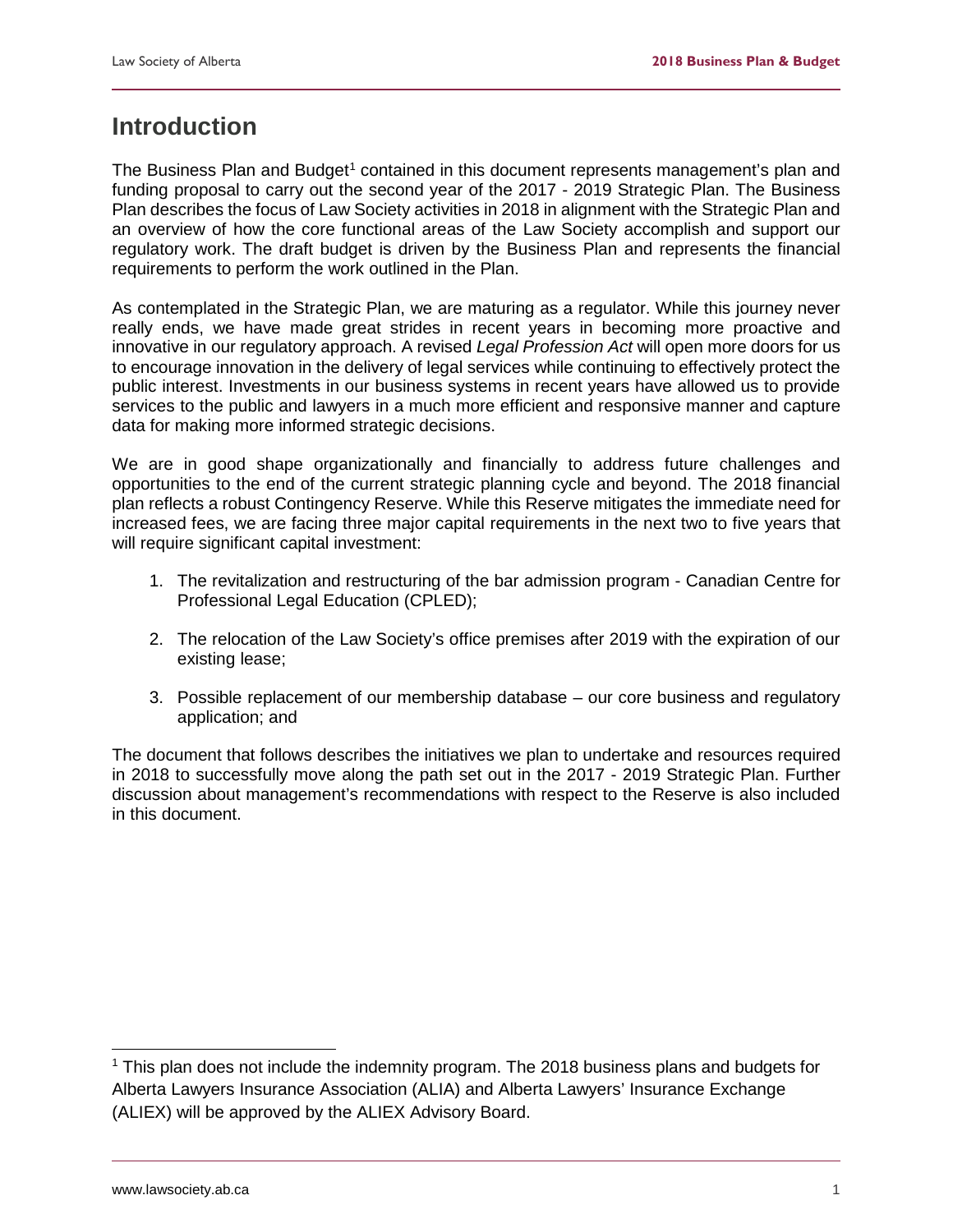# Introduction

The Business Plan and Budget[1] contained in this document represents management's plan and funding proposal to carry out the second year of the 2017 - 2019 Strategic Plan. The Business Plan describes the focus of Law Society activities in 2018 in alignment with the Strategic Plan and an overview of how the core functional areas of the Law Society accomplish and support our regulatory work. The draft budget is driven by the Business Plan and represents the financial requirements to perform the work outlined in the Plan.

As contemplated in the Strategic Plan, we are maturing as a regulator. While this journey never really ends, we have made great strides in recent years in becoming more proactive and innovative in our regulatory approach. A revised *Legal Profession Act* will open more doors for us to encourage innovation in the delivery of legal services while continuing to effectively protect the public interest. Investments in our business systems in recent years have allowed us to provide services to the public and lawyers in a much more efficient and responsive manner and capture data for making more informed strategic decisions.

We are in good shape organizationally and financially to address future challenges and opportunities to the end of the current strategic planning cycle and beyond. The 2018 financial plan reflects a robust Contingency Reserve. While this Reserve mitigates the immediate need for increased fees, we are facing three major capital requirements in the next two to five years that will require significant capital investment:

1. The revitalization and restructuring of the bar admission program - Canadian Centre for Professional Legal Education (CPLED);
2. The relocation of the Law Society's office premises after 2019 with the expiration of our existing lease;
3. Possible replacement of our membership database – our core business and regulatory application; and

The document that follows describes the initiatives we plan to undertake and resources required in 2018 to successfully move along the path set out in the 2017 - 2019 Strategic Plan. Further discussion about management's recommendations with respect to the Reserve is also included in this document.

[1] This plan does not include the indemnity program. The 2018 business plans and budgets for Alberta Lawyers Insurance Association (ALIA) and Alberta Lawyers' Insurance Exchange (ALIEX) will be approved by the ALIEX Advisory Board.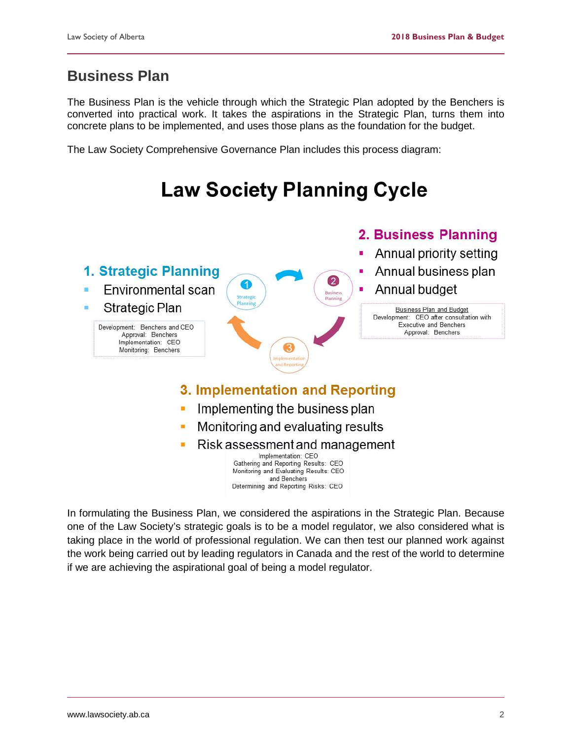## Business Plan

The Business Plan is the vehicle through which the Strategic Plan adopted by the Benchers is converted into practical work. It takes the aspirations in the Strategic Plan, turns them into concrete plans to be implemented, and uses those plans as the foundation for the budget.

The Law Society Comprehensive Governance Plan includes this process diagram:

### Law Society Planning Cycle

**1. Strategic Planning**

- Environmental scan
- Strategic Plan

Development: Benchers and CEO
Approval: Benchers
Implementation: CEO
Monitoring: Benchers

**2. Business Planning**

- Annual priority setting
- Annual business plan
- Annual budget

Business Plan and Budget
Development: CEO after consultation with Executive and Benchers
Approval: Benchers

**3. Implementation and Reporting**

- Implementing the business plan
- Monitoring and evaluating results
- Risk assessment and management

Implementation: CEO
Gathering and Reporting Results: CEO
Monitoring and Evaluating Results: CEO and Benchers
Determining and Reporting Risks: CEO

In formulating the Business Plan, we considered the aspirations in the Strategic Plan. Because one of the Law Society's strategic goals is to be a model regulator, we also considered what is taking place in the world of professional regulation. We can then test our planned work against the work being carried out by leading regulators in Canada and the rest of the world to determine if we are achieving the aspirational goal of being a model regulator.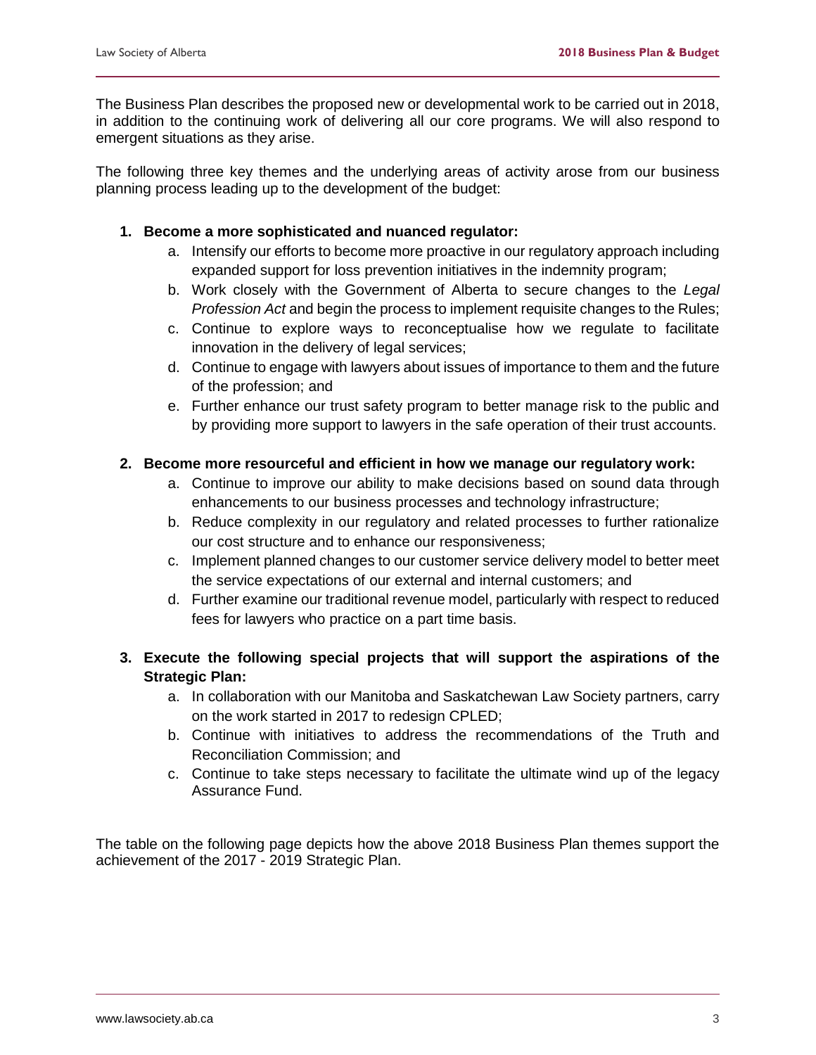The Business Plan describes the proposed new or developmental work to be carried out in 2018, in addition to the continuing work of delivering all our core programs. We will also respond to emergent situations as they arise.

The following three key themes and the underlying areas of activity arose from our business planning process leading up to the development of the budget:

1. **Become a more sophisticated and nuanced regulator:**
    a. Intensify our efforts to become more proactive in our regulatory approach including expanded support for loss prevention initiatives in the indemnity program;
    b. Work closely with the Government of Alberta to secure changes to the *Legal Profession Act* and begin the process to implement requisite changes to the Rules;
    c. Continue to explore ways to reconceptualise how we regulate to facilitate innovation in the delivery of legal services;
    d. Continue to engage with lawyers about issues of importance to them and the future of the profession; and
    e. Further enhance our trust safety program to better manage risk to the public and by providing more support to lawyers in the safe operation of their trust accounts.

2. **Become more resourceful and efficient in how we manage our regulatory work:**
    a. Continue to improve our ability to make decisions based on sound data through enhancements to our business processes and technology infrastructure;
    b. Reduce complexity in our regulatory and related processes to further rationalize our cost structure and to enhance our responsiveness;
    c. Implement planned changes to our customer service delivery model to better meet the service expectations of our external and internal customers; and
    d. Further examine our traditional revenue model, particularly with respect to reduced fees for lawyers who practice on a part time basis.

3. **Execute the following special projects that will support the aspirations of the Strategic Plan:**
    a. In collaboration with our Manitoba and Saskatchewan Law Society partners, carry on the work started in 2017 to redesign CPLED;
    b. Continue with initiatives to address the recommendations of the Truth and Reconciliation Commission; and
    c. Continue to take steps necessary to facilitate the ultimate wind up of the legacy Assurance Fund.

The table on the following page depicts how the above 2018 Business Plan themes support the achievement of the 2017 - 2019 Strategic Plan.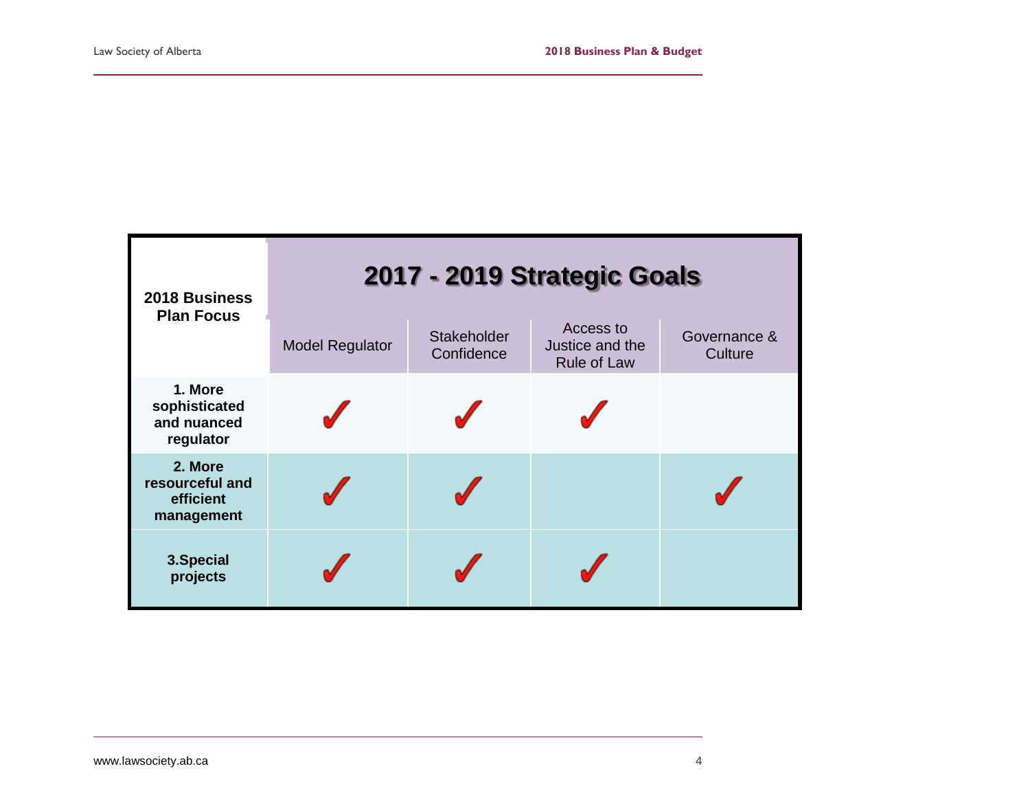| 2018 Business Plan Focus | 2017 - 2019 Strategic Goals | | | |
|---|---|---|---|---|
| | Model Regulator | Stakeholder Confidence | Access to Justice and the Rule of Law | Governance & Culture |
| **1. More sophisticated and nuanced regulator** | ✓ | ✓ | ✓ | |
| **2. More resourceful and efficient management** | ✓ | ✓ | | ✓ |
| **3.Special projects** | ✓ | ✓ | ✓ | |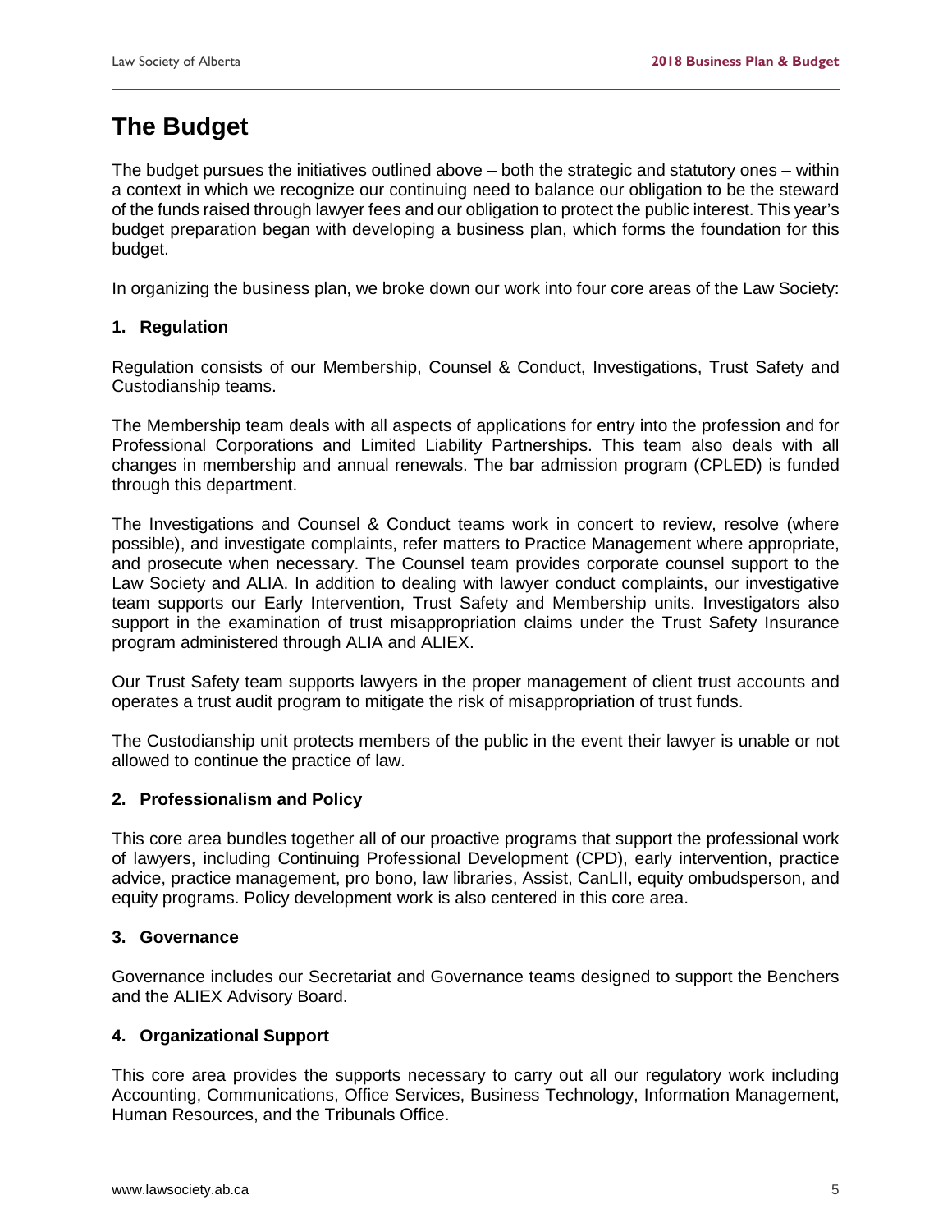# The Budget

The budget pursues the initiatives outlined above – both the strategic and statutory ones – within a context in which we recognize our continuing need to balance our obligation to be the steward of the funds raised through lawyer fees and our obligation to protect the public interest. This year's budget preparation began with developing a business plan, which forms the foundation for this budget.

In organizing the business plan, we broke down our work into four core areas of the Law Society:

### 1. Regulation

Regulation consists of our Membership, Counsel & Conduct, Investigations, Trust Safety and Custodianship teams.

The Membership team deals with all aspects of applications for entry into the profession and for Professional Corporations and Limited Liability Partnerships. This team also deals with all changes in membership and annual renewals. The bar admission program (CPLED) is funded through this department.

The Investigations and Counsel & Conduct teams work in concert to review, resolve (where possible), and investigate complaints, refer matters to Practice Management where appropriate, and prosecute when necessary. The Counsel team provides corporate counsel support to the Law Society and ALIA. In addition to dealing with lawyer conduct complaints, our investigative team supports our Early Intervention, Trust Safety and Membership units. Investigators also support in the examination of trust misappropriation claims under the Trust Safety Insurance program administered through ALIA and ALIEX.

Our Trust Safety team supports lawyers in the proper management of client trust accounts and operates a trust audit program to mitigate the risk of misappropriation of trust funds.

The Custodianship unit protects members of the public in the event their lawyer is unable or not allowed to continue the practice of law.

### 2. Professionalism and Policy

This core area bundles together all of our proactive programs that support the professional work of lawyers, including Continuing Professional Development (CPD), early intervention, practice advice, practice management, pro bono, law libraries, Assist, CanLII, equity ombudsperson, and equity programs. Policy development work is also centered in this core area.

### 3. Governance

Governance includes our Secretariat and Governance teams designed to support the Benchers and the ALIEX Advisory Board.

### 4. Organizational Support

This core area provides the supports necessary to carry out all our regulatory work including Accounting, Communications, Office Services, Business Technology, Information Management, Human Resources, and the Tribunals Office.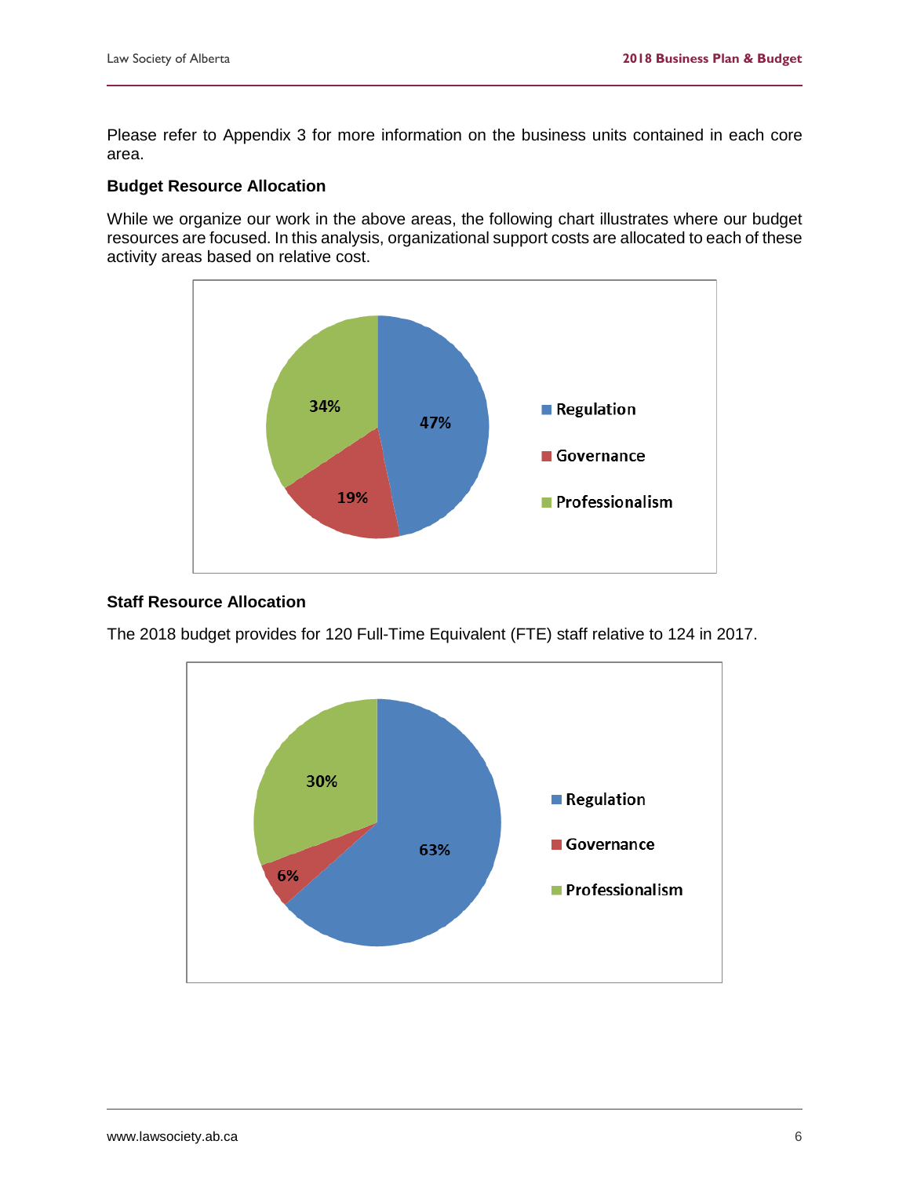Please refer to Appendix 3 for more information on the business units contained in each core area.

### Budget Resource Allocation

While we organize our work in the above areas, the following chart illustrates where our budget resources are focused. In this analysis, organizational support costs are allocated to each of these activity areas based on relative cost.

| Area | Percentage |
|---|---|
| Regulation | 47% |
| Governance | 19% |
| Professionalism | 34% |

### Staff Resource Allocation

The 2018 budget provides for 120 Full-Time Equivalent (FTE) staff relative to 124 in 2017.

| Area | Percentage |
|---|---|
| Regulation | 63% |
| Governance | 6% |
| Professionalism | 30% |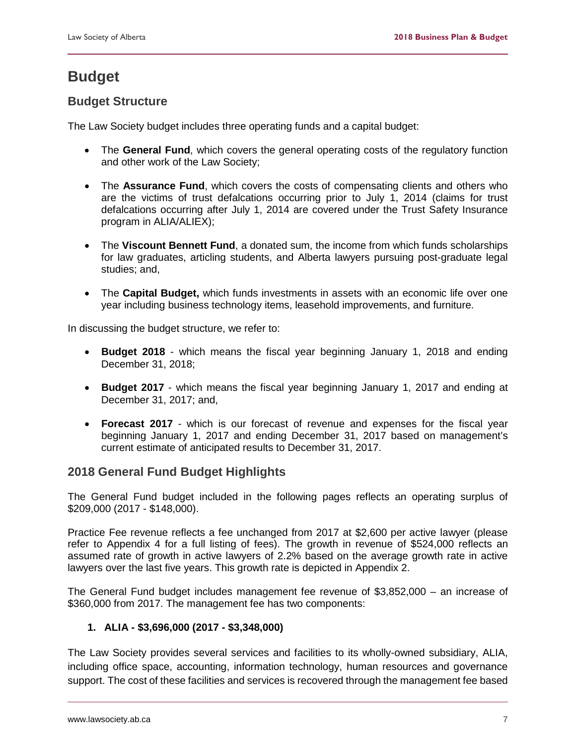# Budget

## Budget Structure

The Law Society budget includes three operating funds and a capital budget:

- The **General Fund**, which covers the general operating costs of the regulatory function and other work of the Law Society;
- The **Assurance Fund**, which covers the costs of compensating clients and others who are the victims of trust defalcations occurring prior to July 1, 2014 (claims for trust defalcations occurring after July 1, 2014 are covered under the Trust Safety Insurance program in ALIA/ALIEX);
- The **Viscount Bennett Fund**, a donated sum, the income from which funds scholarships for law graduates, articling students, and Alberta lawyers pursuing post-graduate legal studies; and,
- The **Capital Budget,** which funds investments in assets with an economic life over one year including business technology items, leasehold improvements, and furniture.

In discussing the budget structure, we refer to:

- **Budget 2018** - which means the fiscal year beginning January 1, 2018 and ending December 31, 2018;
- **Budget 2017** - which means the fiscal year beginning January 1, 2017 and ending at December 31, 2017; and,
- **Forecast 2017** - which is our forecast of revenue and expenses for the fiscal year beginning January 1, 2017 and ending December 31, 2017 based on management's current estimate of anticipated results to December 31, 2017.

## 2018 General Fund Budget Highlights

The General Fund budget included in the following pages reflects an operating surplus of $209,000 (2017 - $148,000).

Practice Fee revenue reflects a fee unchanged from 2017 at $2,600 per active lawyer (please refer to Appendix 4 for a full listing of fees). The growth in revenue of $524,000 reflects an assumed rate of growth in active lawyers of 2.2% based on the average growth rate in active lawyers over the last five years. This growth rate is depicted in Appendix 2.

The General Fund budget includes management fee revenue of $3,852,000 – an increase of $360,000 from 2017. The management fee has two components:

1. **ALIA - $3,696,000 (2017 - $3,348,000)**

The Law Society provides several services and facilities to its wholly-owned subsidiary, ALIA, including office space, accounting, information technology, human resources and governance support. The cost of these facilities and services is recovered through the management fee based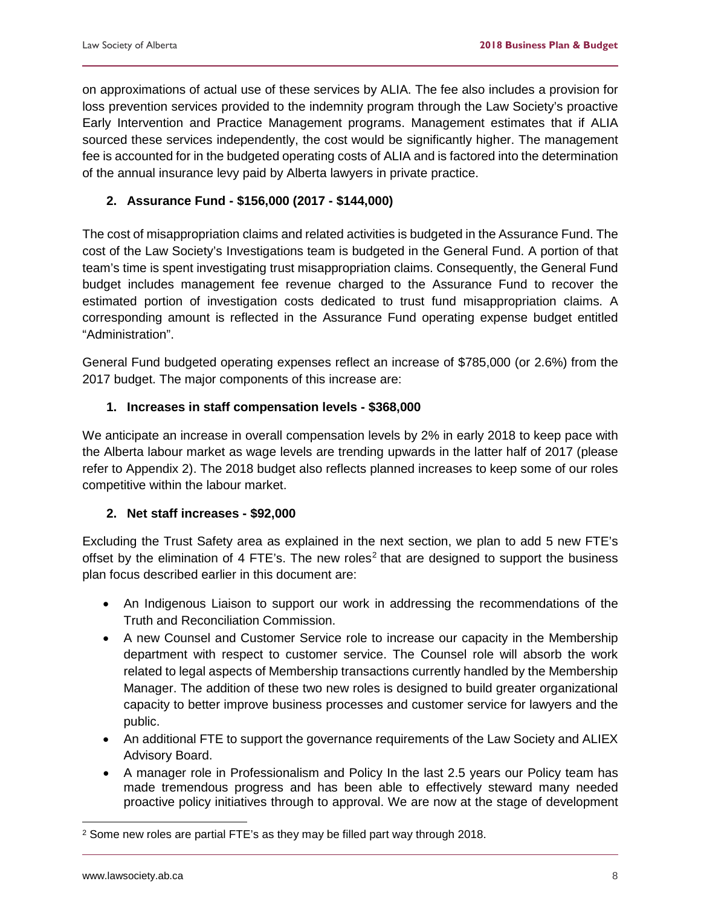on approximations of actual use of these services by ALIA. The fee also includes a provision for loss prevention services provided to the indemnity program through the Law Society's proactive Early Intervention and Practice Management programs. Management estimates that if ALIA sourced these services independently, the cost would be significantly higher. The management fee is accounted for in the budgeted operating costs of ALIA and is factored into the determination of the annual insurance levy paid by Alberta lawyers in private practice.

**2. Assurance Fund - $156,000 (2017 - $144,000)**

The cost of misappropriation claims and related activities is budgeted in the Assurance Fund. The cost of the Law Society's Investigations team is budgeted in the General Fund. A portion of that team's time is spent investigating trust misappropriation claims. Consequently, the General Fund budget includes management fee revenue charged to the Assurance Fund to recover the estimated portion of investigation costs dedicated to trust fund misappropriation claims. A corresponding amount is reflected in the Assurance Fund operating expense budget entitled "Administration".

General Fund budgeted operating expenses reflect an increase of $785,000 (or 2.6%) from the 2017 budget. The major components of this increase are:

**1. Increases in staff compensation levels - $368,000**

We anticipate an increase in overall compensation levels by 2% in early 2018 to keep pace with the Alberta labour market as wage levels are trending upwards in the latter half of 2017 (please refer to Appendix 2). The 2018 budget also reflects planned increases to keep some of our roles competitive within the labour market.

**2. Net staff increases - $92,000**

Excluding the Trust Safety area as explained in the next section, we plan to add 5 new FTE's offset by the elimination of 4 FTE's. The new roles[2] that are designed to support the business plan focus described earlier in this document are:

- An Indigenous Liaison to support our work in addressing the recommendations of the Truth and Reconciliation Commission.
- A new Counsel and Customer Service role to increase our capacity in the Membership department with respect to customer service. The Counsel role will absorb the work related to legal aspects of Membership transactions currently handled by the Membership Manager. The addition of these two new roles is designed to build greater organizational capacity to better improve business processes and customer service for lawyers and the public.
- An additional FTE to support the governance requirements of the Law Society and ALIEX Advisory Board.
- A manager role in Professionalism and Policy In the last 2.5 years our Policy team has made tremendous progress and has been able to effectively steward many needed proactive policy initiatives through to approval. We are now at the stage of development

[2] Some new roles are partial FTE's as they may be filled part way through 2018.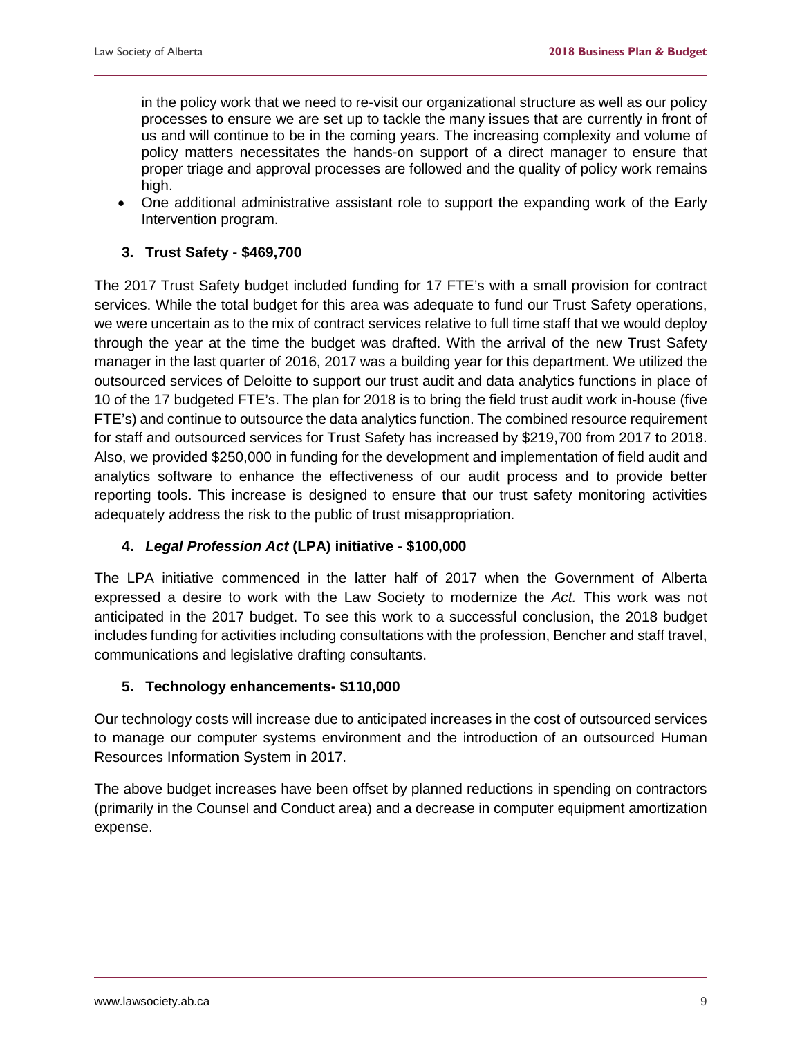in the policy work that we need to re-visit our organizational structure as well as our policy processes to ensure we are set up to tackle the many issues that are currently in front of us and will continue to be in the coming years. The increasing complexity and volume of policy matters necessitates the hands-on support of a direct manager to ensure that proper triage and approval processes are followed and the quality of policy work remains high.

- One additional administrative assistant role to support the expanding work of the Early Intervention program.

### 3. Trust Safety - $469,700

The 2017 Trust Safety budget included funding for 17 FTE's with a small provision for contract services. While the total budget for this area was adequate to fund our Trust Safety operations, we were uncertain as to the mix of contract services relative to full time staff that we would deploy through the year at the time the budget was drafted. With the arrival of the new Trust Safety manager in the last quarter of 2016, 2017 was a building year for this department. We utilized the outsourced services of Deloitte to support our trust audit and data analytics functions in place of 10 of the 17 budgeted FTE's. The plan for 2018 is to bring the field trust audit work in-house (five FTE's) and continue to outsource the data analytics function. The combined resource requirement for staff and outsourced services for Trust Safety has increased by $219,700 from 2017 to 2018. Also, we provided $250,000 in funding for the development and implementation of field audit and analytics software to enhance the effectiveness of our audit process and to provide better reporting tools. This increase is designed to ensure that our trust safety monitoring activities adequately address the risk to the public of trust misappropriation.

### 4. *Legal Profession Act* (LPA) initiative - $100,000

The LPA initiative commenced in the latter half of 2017 when the Government of Alberta expressed a desire to work with the Law Society to modernize the *Act.* This work was not anticipated in the 2017 budget. To see this work to a successful conclusion, the 2018 budget includes funding for activities including consultations with the profession, Bencher and staff travel, communications and legislative drafting consultants.

### 5. Technology enhancements- $110,000

Our technology costs will increase due to anticipated increases in the cost of outsourced services to manage our computer systems environment and the introduction of an outsourced Human Resources Information System in 2017.

The above budget increases have been offset by planned reductions in spending on contractors (primarily in the Counsel and Conduct area) and a decrease in computer equipment amortization expense.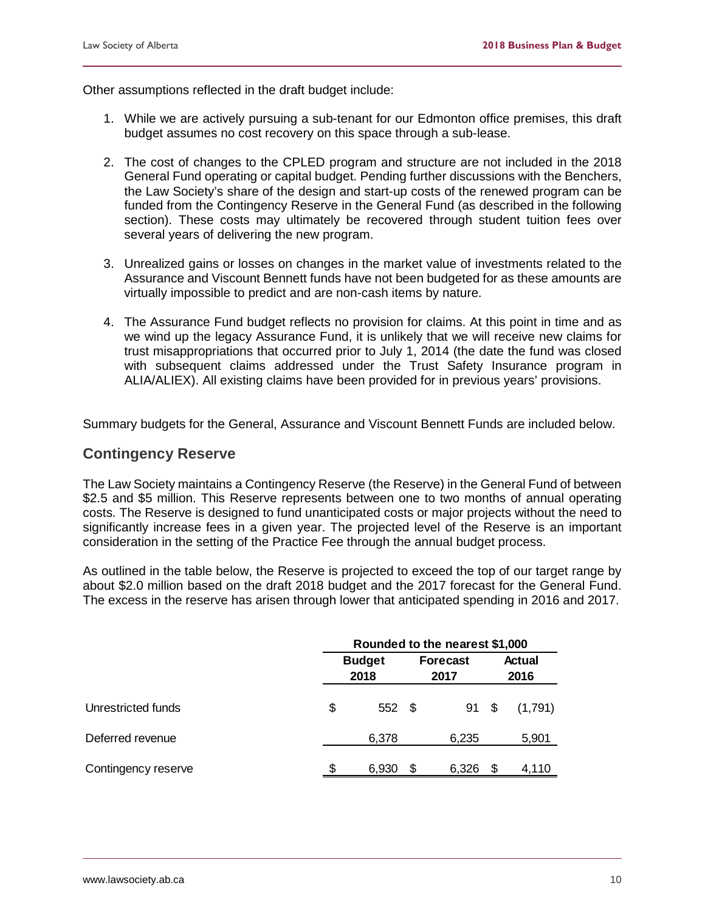Other assumptions reflected in the draft budget include:

1. While we are actively pursuing a sub-tenant for our Edmonton office premises, this draft budget assumes no cost recovery on this space through a sub-lease.

2. The cost of changes to the CPLED program and structure are not included in the 2018 General Fund operating or capital budget. Pending further discussions with the Benchers, the Law Society's share of the design and start-up costs of the renewed program can be funded from the Contingency Reserve in the General Fund (as described in the following section). These costs may ultimately be recovered through student tuition fees over several years of delivering the new program.

3. Unrealized gains or losses on changes in the market value of investments related to the Assurance and Viscount Bennett funds have not been budgeted for as these amounts are virtually impossible to predict and are non-cash items by nature.

4. The Assurance Fund budget reflects no provision for claims. At this point in time and as we wind up the legacy Assurance Fund, it is unlikely that we will receive new claims for trust misappropriations that occurred prior to July 1, 2014 (the date the fund was closed with subsequent claims addressed under the Trust Safety Insurance program in ALIA/ALIEX). All existing claims have been provided for in previous years' provisions.

Summary budgets for the General, Assurance and Viscount Bennett Funds are included below.

## Contingency Reserve

The Law Society maintains a Contingency Reserve (the Reserve) in the General Fund of between $2.5 and $5 million. This Reserve represents between one to two months of annual operating costs. The Reserve is designed to fund unanticipated costs or major projects without the need to significantly increase fees in a given year. The projected level of the Reserve is an important consideration in the setting of the Practice Fee through the annual budget process.

As outlined in the table below, the Reserve is projected to exceed the top of our target range by about $2.0 million based on the draft 2018 budget and the 2017 forecast for the General Fund. The excess in the reserve has arisen through lower that anticipated spending in 2016 and 2017.

| | Rounded to the nearest $1,000 | | |
|---|---|---|---|
| | **Budget 2018** | **Forecast 2017** | **Actual 2016** |
| Unrestricted funds | $ 552 | $ 91 | $ (1,791) |
| Deferred revenue | 6,378 | 6,235 | 5,901 |
| Contingency reserve | $ 6,930 | $ 6,326 | $ 4,110 |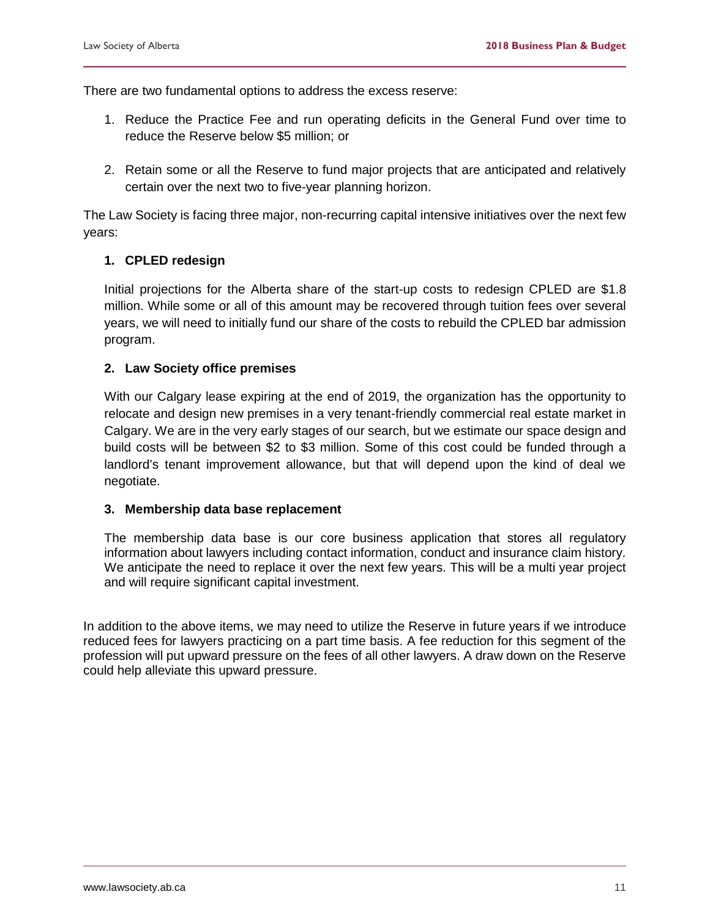There are two fundamental options to address the excess reserve:

1. Reduce the Practice Fee and run operating deficits in the General Fund over time to reduce the Reserve below $5 million; or
2. Retain some or all the Reserve to fund major projects that are anticipated and relatively certain over the next two to five-year planning horizon.

The Law Society is facing three major, non-recurring capital intensive initiatives over the next few years:

1. **CPLED redesign**

   Initial projections for the Alberta share of the start-up costs to redesign CPLED are $1.8 million. While some or all of this amount may be recovered through tuition fees over several years, we will need to initially fund our share of the costs to rebuild the CPLED bar admission program.

2. **Law Society office premises**

   With our Calgary lease expiring at the end of 2019, the organization has the opportunity to relocate and design new premises in a very tenant-friendly commercial real estate market in Calgary. We are in the very early stages of our search, but we estimate our space design and build costs will be between $2 to $3 million. Some of this cost could be funded through a landlord's tenant improvement allowance, but that will depend upon the kind of deal we negotiate.

3. **Membership data base replacement**

   The membership data base is our core business application that stores all regulatory information about lawyers including contact information, conduct and insurance claim history. We anticipate the need to replace it over the next few years. This will be a multi year project and will require significant capital investment.

In addition to the above items, we may need to utilize the Reserve in future years if we introduce reduced fees for lawyers practicing on a part time basis. A fee reduction for this segment of the profession will put upward pressure on the fees of all other lawyers. A draw down on the Reserve could help alleviate this upward pressure.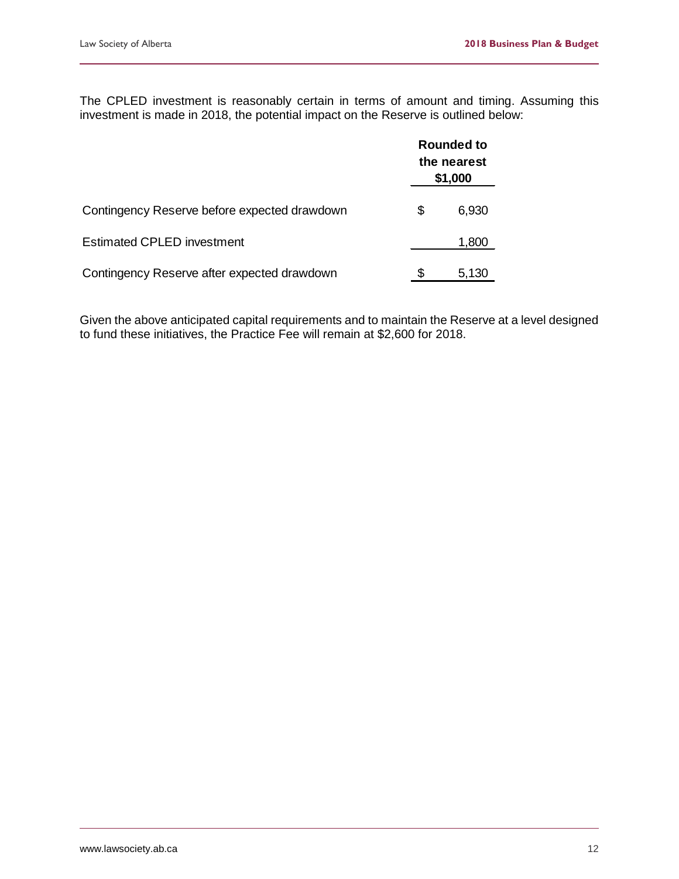The CPLED investment is reasonably certain in terms of amount and timing. Assuming this investment is made in 2018, the potential impact on the Reserve is outlined below:

| | Rounded to the nearest $1,000 |
|---|---|
| Contingency Reserve before expected drawdown | $ 6,930 |
| Estimated CPLED investment | 1,800 |
| Contingency Reserve after expected drawdown | $ 5,130 |

Given the above anticipated capital requirements and to maintain the Reserve at a level designed to fund these initiatives, the Practice Fee will remain at $2,600 for 2018.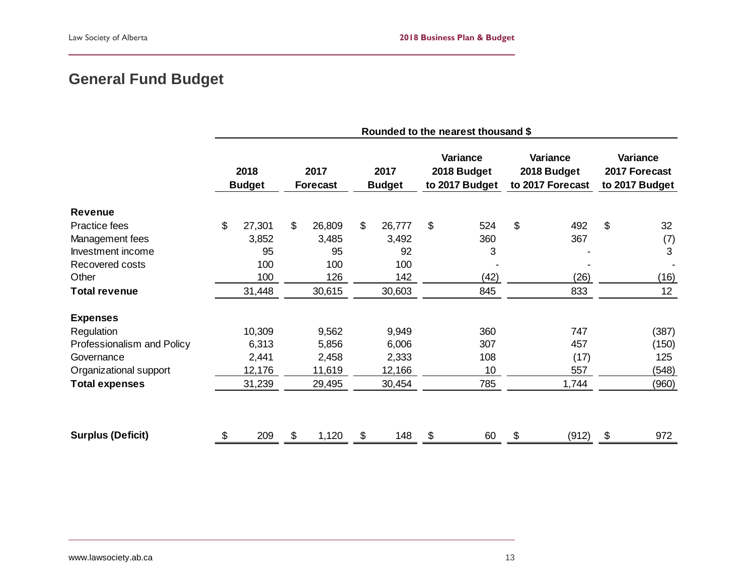## General Fund Budget

| | Rounded to the nearest thousand $ | | | | | |
|---|---|---|---|---|---|---|
| | 2018 Budget | 2017 Forecast | 2017 Budget | Variance 2018 Budget to 2017 Budget | Variance 2018 Budget to 2017 Forecast | Variance 2017 Forecast to 2017 Budget |
| **Revenue** | | | | | | |
| Practice fees | $ 27,301 | $ 26,809 | $ 26,777 | $ 524 | $ 492 | $ 32 |
| Management fees | 3,852 | 3,485 | 3,492 | 360 | 367 | (7) |
| Investment income | 95 | 95 | 92 | 3 | - | 3 |
| Recovered costs | 100 | 100 | 100 | - | - | - |
| Other | 100 | 126 | 142 | (42) | (26) | (16) |
| **Total revenue** | 31,448 | 30,615 | 30,603 | 845 | 833 | 12 |
| **Expenses** | | | | | | |
| Regulation | 10,309 | 9,562 | 9,949 | 360 | 747 | (387) |
| Professionalism and Policy | 6,313 | 5,856 | 6,006 | 307 | 457 | (150) |
| Governance | 2,441 | 2,458 | 2,333 | 108 | (17) | 125 |
| Organizational support | 12,176 | 11,619 | 12,166 | 10 | 557 | (548) |
| **Total expenses** | 31,239 | 29,495 | 30,454 | 785 | 1,744 | (960) |
| **Surplus (Deficit)** | $ 209 | $ 1,120 | $ 148 | $ 60 | $ (912) | $ 972 |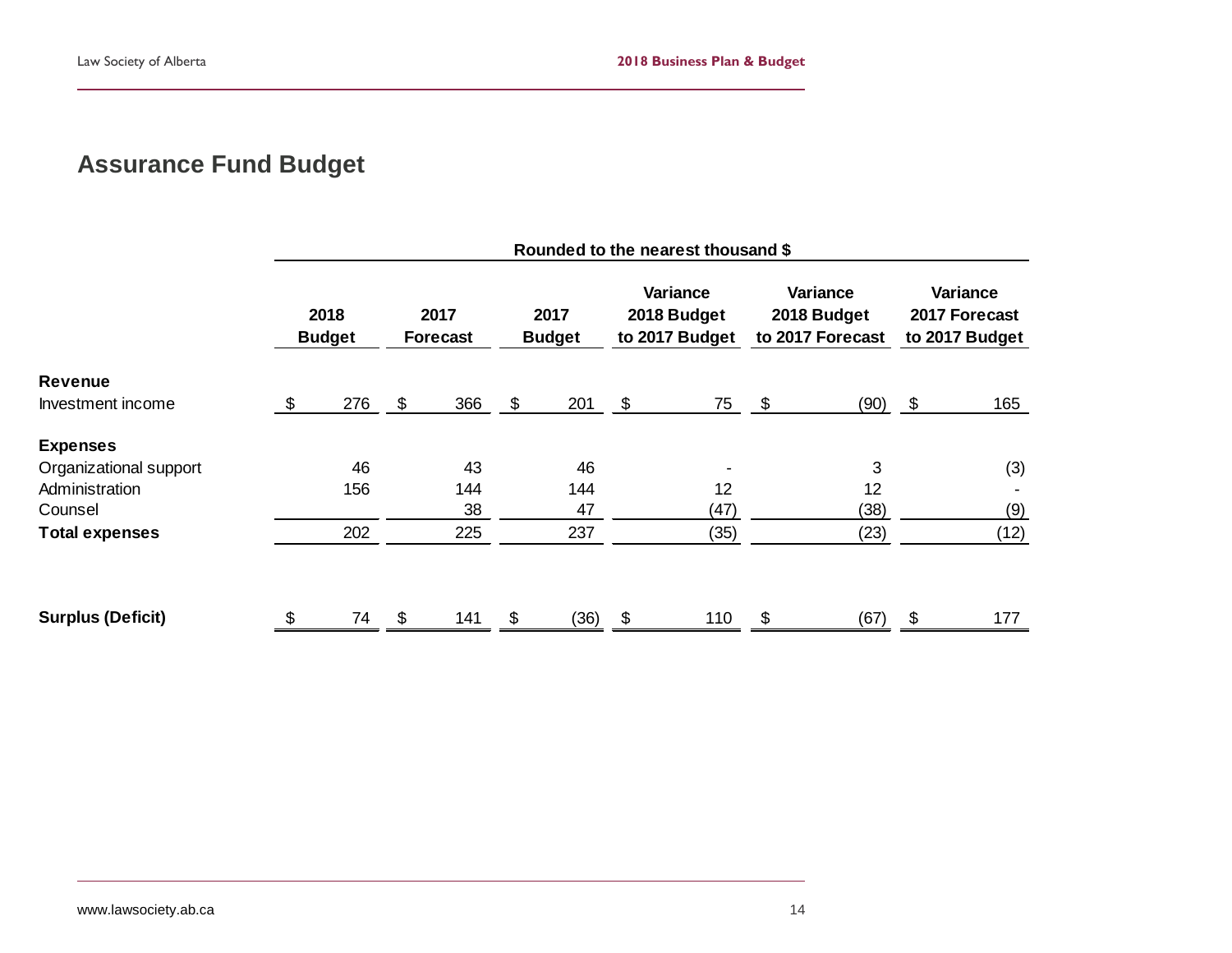## Assurance Fund Budget

| | Rounded to the nearest thousand $ | | | | | |
|---|---|---|---|---|---|---|
| | 2018 Budget | 2017 Forecast | 2017 Budget | Variance 2018 Budget to 2017 Budget | Variance 2018 Budget to 2017 Forecast | Variance 2017 Forecast to 2017 Budget |
| **Revenue** | | | | | | |
| Investment income | $ 276 | $ 366 | $ 201 | $ 75 | $ (90) | $ 165 |
| **Expenses** | | | | | | |
| Organizational support | 46 | 43 | 46 | - | 3 | (3) |
| Administration | 156 | 144 | 144 | 12 | 12 | - |
| Counsel | | 38 | 47 | (47) | (38) | (9) |
| **Total expenses** | 202 | 225 | 237 | (35) | (23) | (12) |
| **Surplus (Deficit)** | $ 74 | $ 141 | $ (36) | $ 110 | $ (67) | $ 177 |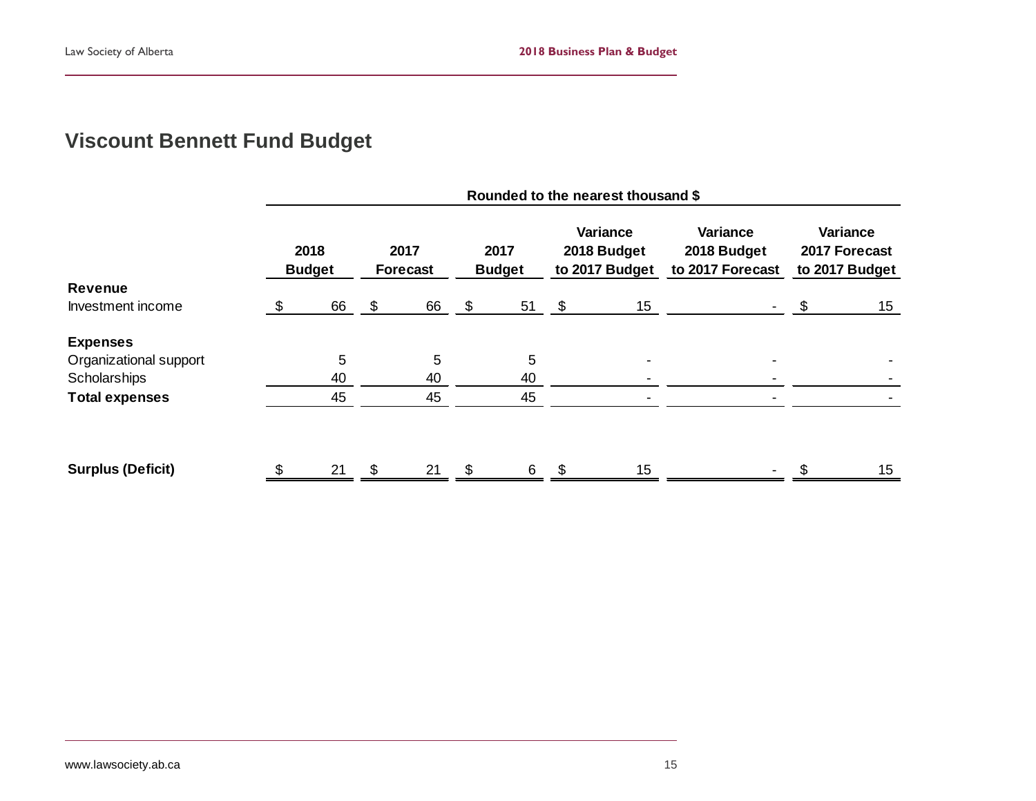## Viscount Bennett Fund Budget

| | Rounded to the nearest thousand $ | | | | | |
|---|---|---|---|---|---|---|
| | 2018 Budget | 2017 Forecast | 2017 Budget | Variance 2018 Budget to 2017 Budget | Variance 2018 Budget to 2017 Forecast | Variance 2017 Forecast to 2017 Budget |
| **Revenue** | | | | | | |
| Investment income | $ 66 | $ 66 | $ 51 | $ 15 | - | $ 15 |
| **Expenses** | | | | | | |
| Organizational support | 5 | 5 | 5 | - | - | - |
| Scholarships | 40 | 40 | 40 | - | - | - |
| **Total expenses** | 45 | 45 | 45 | - | - | - |
| **Surplus (Deficit)** | $ 21 | $ 21 | $ 6 | $ 15 | - | $ 15 |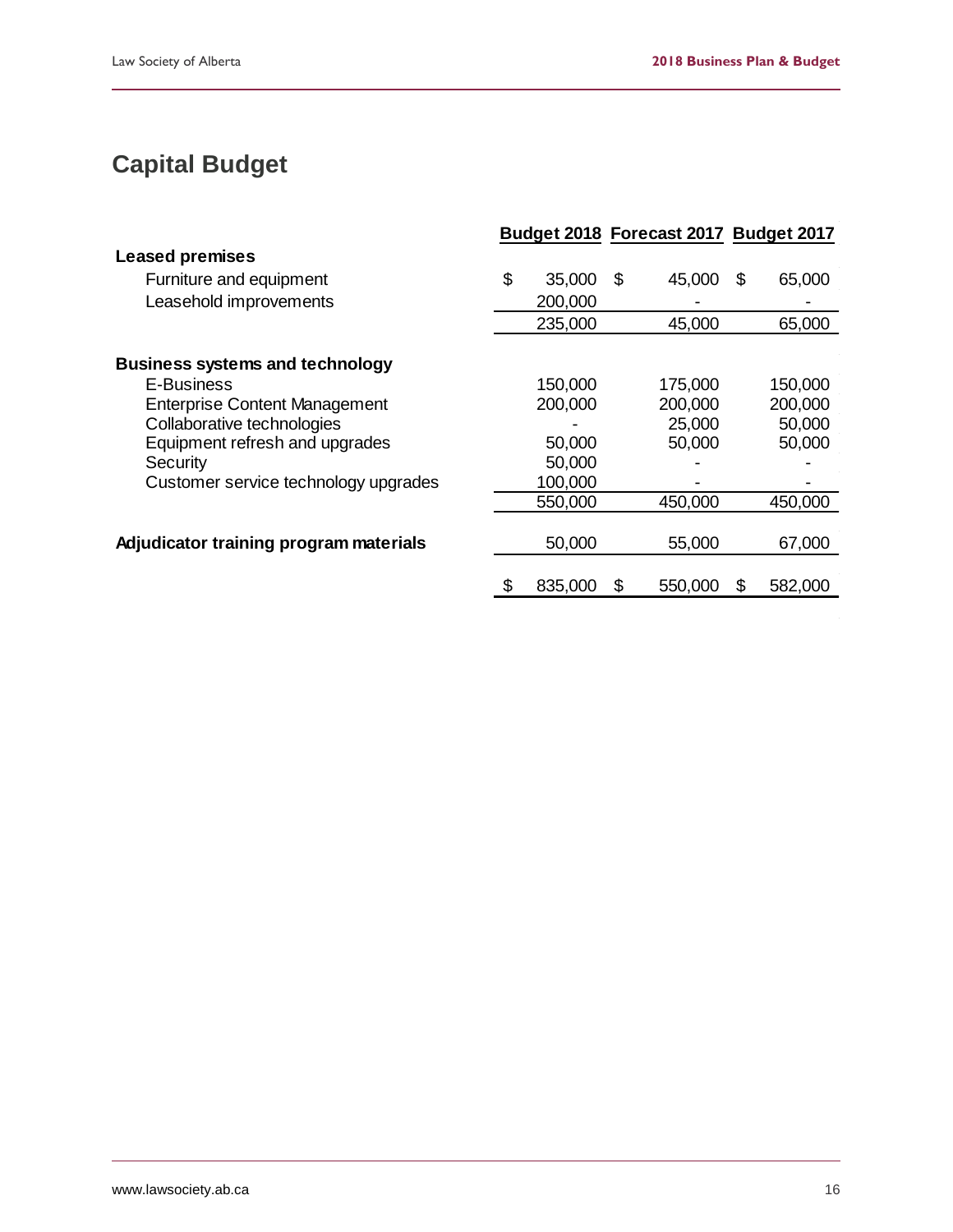## Capital Budget

| | Budget 2018 | Forecast 2017 | Budget 2017 |
|---|---|---|---|
| **Leased premises** | | | |
| Furniture and equipment | $ 35,000 | $ 45,000 | $ 65,000 |
| Leasehold improvements | 200,000 | - | - |
| | 235,000 | 45,000 | 65,000 |
| **Business systems and technology** | | | |
| E-Business | 150,000 | 175,000 | 150,000 |
| Enterprise Content Management | 200,000 | 200,000 | 200,000 |
| Collaborative technologies | - | 25,000 | 50,000 |
| Equipment refresh and upgrades | 50,000 | 50,000 | 50,000 |
| Security | 50,000 | - | - |
| Customer service technology upgrades | 100,000 | - | - |
| | 550,000 | 450,000 | 450,000 |
| **Adjudicator training program materials** | 50,000 | 55,000 | 67,000 |
| | $ 835,000 | $ 550,000 | $ 582,000 |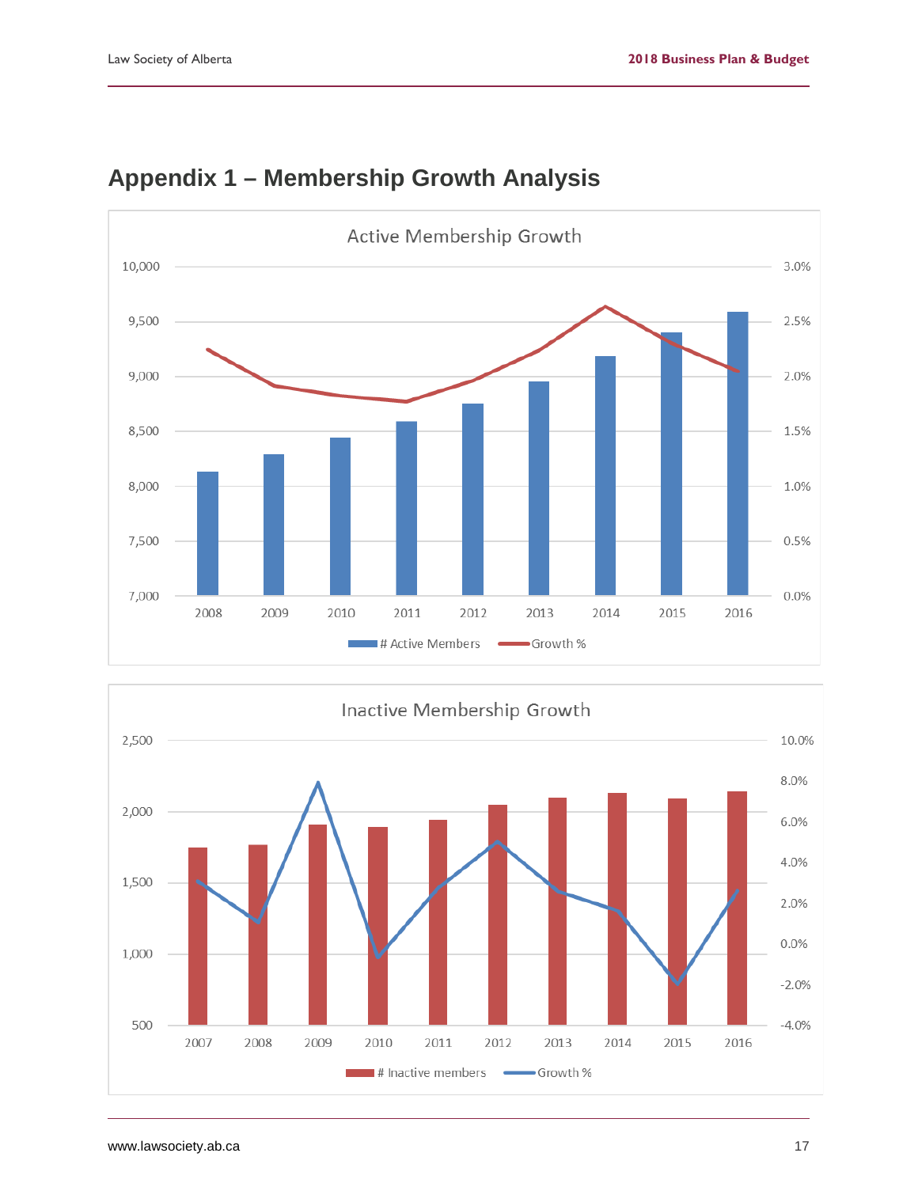# Appendix 1 – Membership Growth Analysis

Active Membership Growth

Inactive Membership Growth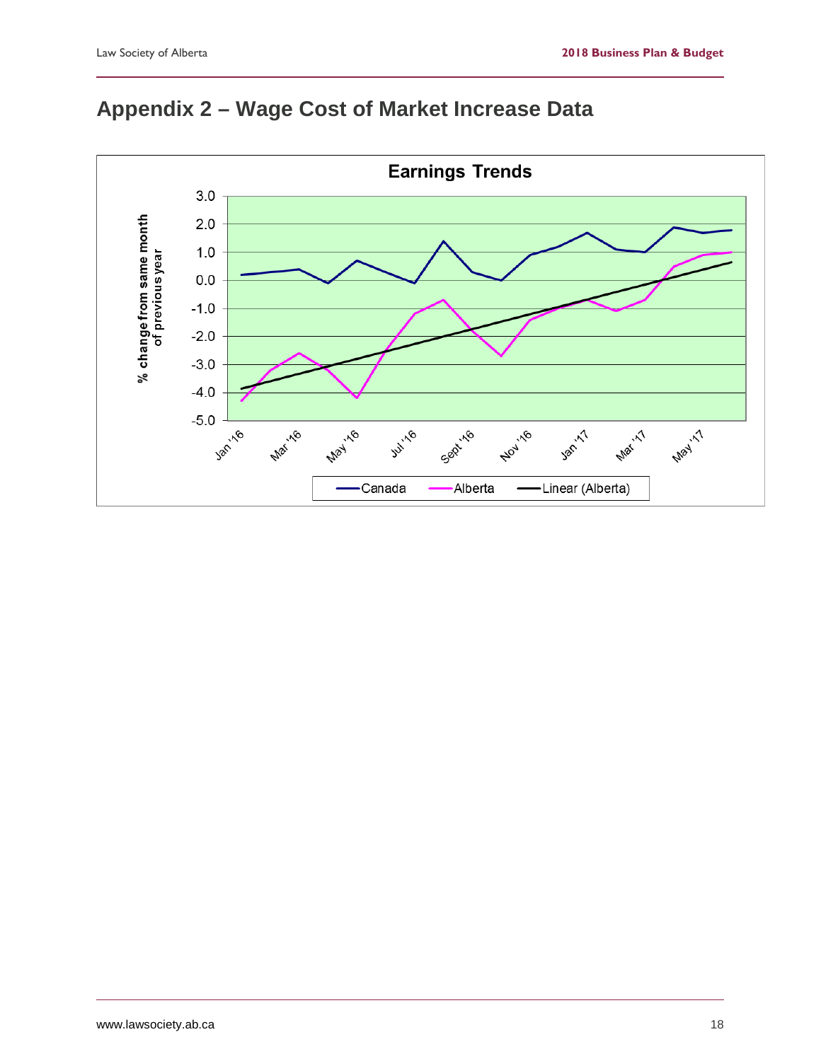# Appendix 2 – Wage Cost of Market Increase Data

**Earnings Trends**

% change from same month of previous year

Legend: Canada, Alberta, Linear (Alberta)

Jan '16, Mar '16, May '16, Jul '16, Sept '16, Nov '16, Jan '17, Mar '17, May '17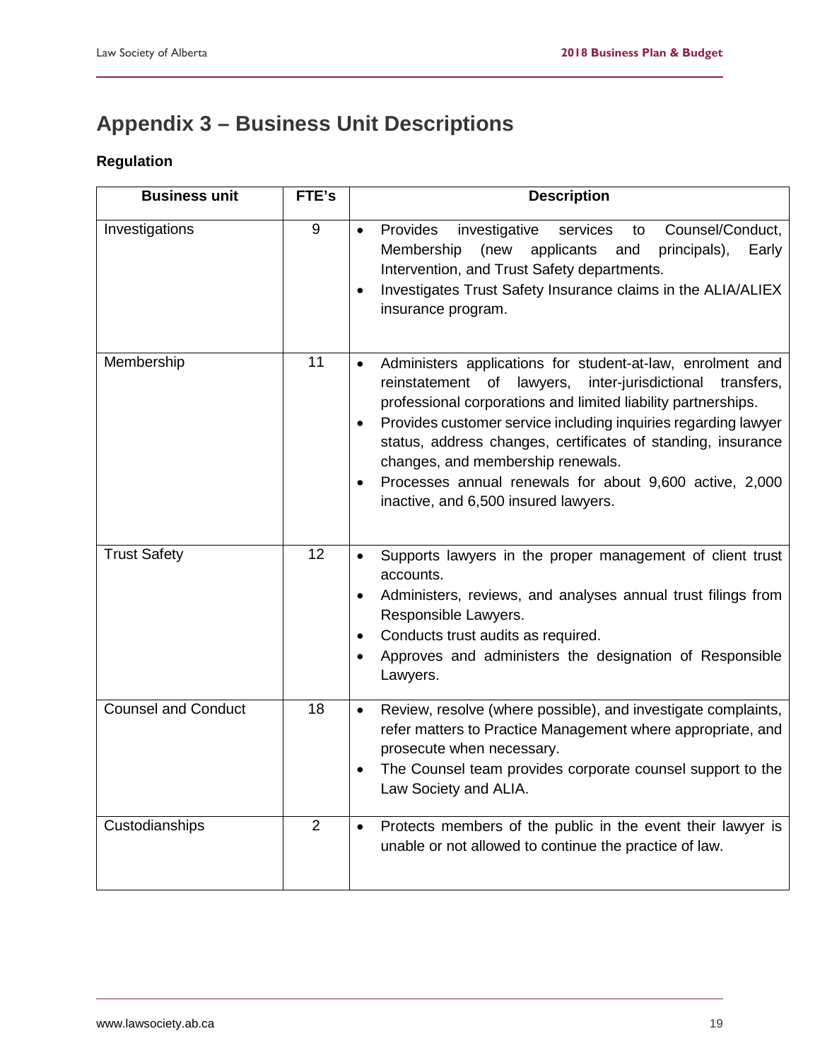# Appendix 3 – Business Unit Descriptions

### Regulation

| Business unit | FTE's | Description |
|---|---|---|
| Investigations | 9 | • Provides investigative services to Counsel/Conduct, Membership (new applicants and principals), Early Intervention, and Trust Safety departments.<br>• Investigates Trust Safety Insurance claims in the ALIA/ALIEX insurance program. |
| Membership | 11 | • Administers applications for student-at-law, enrolment and reinstatement of lawyers, inter-jurisdictional transfers, professional corporations and limited liability partnerships.<br>• Provides customer service including inquiries regarding lawyer status, address changes, certificates of standing, insurance changes, and membership renewals.<br>• Processes annual renewals for about 9,600 active, 2,000 inactive, and 6,500 insured lawyers. |
| Trust Safety | 12 | • Supports lawyers in the proper management of client trust accounts.<br>• Administers, reviews, and analyses annual trust filings from Responsible Lawyers.<br>• Conducts trust audits as required.<br>• Approves and administers the designation of Responsible Lawyers. |
| Counsel and Conduct | 18 | • Review, resolve (where possible), and investigate complaints, refer matters to Practice Management where appropriate, and prosecute when necessary.<br>• The Counsel team provides corporate counsel support to the Law Society and ALIA. |
| Custodianships | 2 | • Protects members of the public in the event their lawyer is unable or not allowed to continue the practice of law. |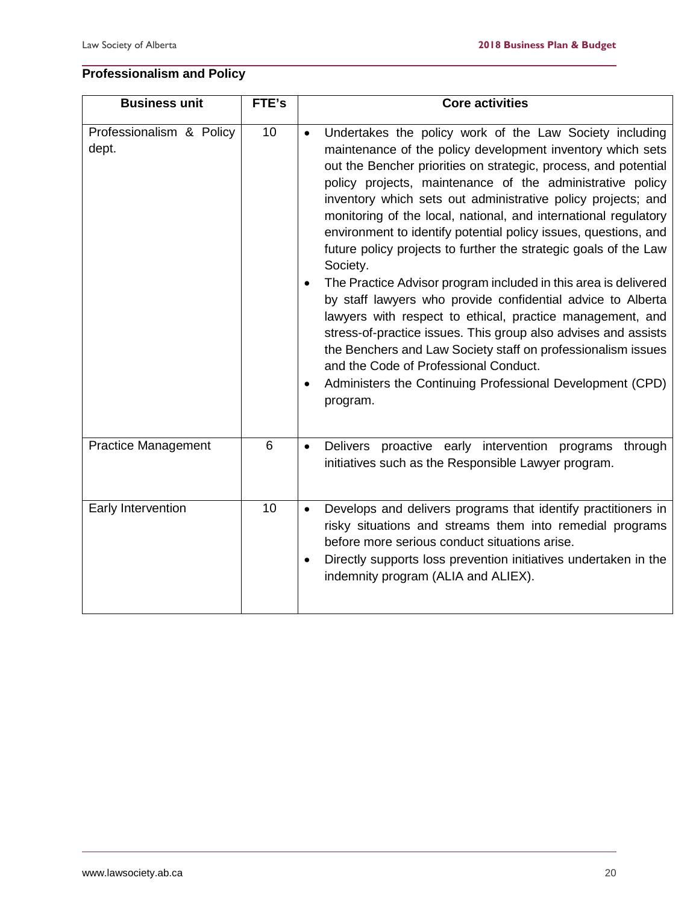## Professionalism and Policy

| Business unit | FTE's | Core activities |
|---|---|---|
| Professionalism & Policy dept. | 10 | • Undertakes the policy work of the Law Society including maintenance of the policy development inventory which sets out the Bencher priorities on strategic, process, and potential policy projects, maintenance of the administrative policy inventory which sets out administrative policy projects; and monitoring of the local, national, and international regulatory environment to identify potential policy issues, questions, and future policy projects to further the strategic goals of the Law Society.<br>• The Practice Advisor program included in this area is delivered by staff lawyers who provide confidential advice to Alberta lawyers with respect to ethical, practice management, and stress-of-practice issues. This group also advises and assists the Benchers and Law Society staff on professionalism issues and the Code of Professional Conduct.<br>• Administers the Continuing Professional Development (CPD) program. |
| Practice Management | 6 | • Delivers proactive early intervention programs through initiatives such as the Responsible Lawyer program. |
| Early Intervention | 10 | • Develops and delivers programs that identify practitioners in risky situations and streams them into remedial programs before more serious conduct situations arise.<br>• Directly supports loss prevention initiatives undertaken in the indemnity program (ALIA and ALIEX). |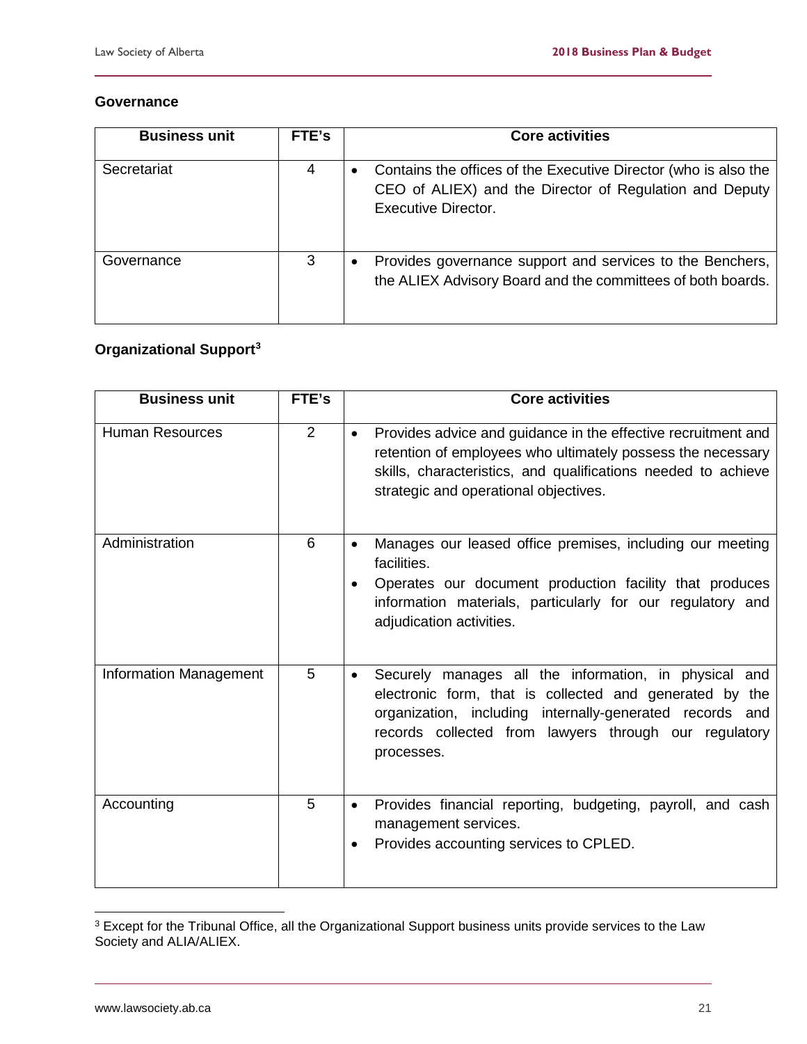### Governance

| Business unit | FTE's | Core activities |
|---|---|---|
| Secretariat | 4 | • Contains the offices of the Executive Director (who is also the CEO of ALIEX) and the Director of Regulation and Deputy Executive Director. |
| Governance | 3 | • Provides governance support and services to the Benchers, the ALIEX Advisory Board and the committees of both boards. |

### Organizational Support[3]

| Business unit | FTE's | Core activities |
|---|---|---|
| Human Resources | 2 | • Provides advice and guidance in the effective recruitment and retention of employees who ultimately possess the necessary skills, characteristics, and qualifications needed to achieve strategic and operational objectives. |
| Administration | 6 | • Manages our leased office premises, including our meeting facilities.<br>• Operates our document production facility that produces information materials, particularly for our regulatory and adjudication activities. |
| Information Management | 5 | • Securely manages all the information, in physical and electronic form, that is collected and generated by the organization, including internally-generated records and records collected from lawyers through our regulatory processes. |
| Accounting | 5 | • Provides financial reporting, budgeting, payroll, and cash management services.<br>• Provides accounting services to CPLED. |

[3] Except for the Tribunal Office, all the Organizational Support business units provide services to the Law Society and ALIA/ALIEX.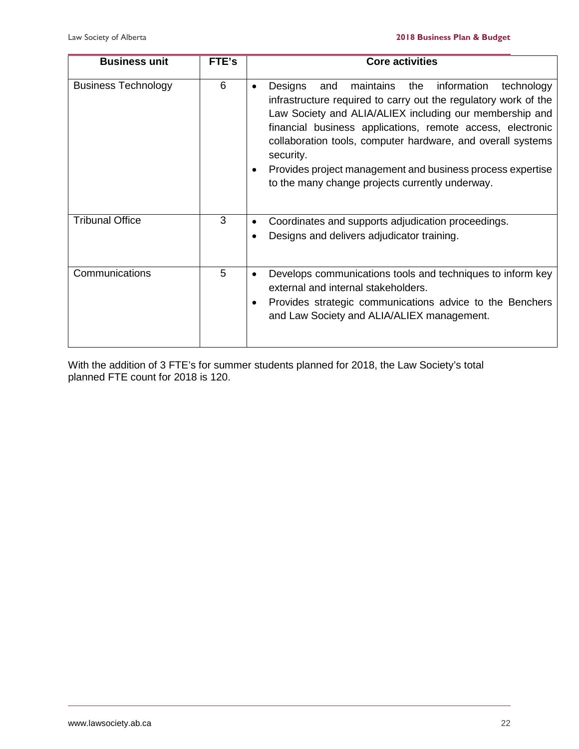| Business unit | FTE's | Core activities |
|---|---|---|
| Business Technology | 6 | • Designs and maintains the information technology infrastructure required to carry out the regulatory work of the Law Society and ALIA/ALIEX including our membership and financial business applications, remote access, electronic collaboration tools, computer hardware, and overall systems security.<br>• Provides project management and business process expertise to the many change projects currently underway. |
| Tribunal Office | 3 | • Coordinates and supports adjudication proceedings.<br>• Designs and delivers adjudicator training. |
| Communications | 5 | • Develops communications tools and techniques to inform key external and internal stakeholders.<br>• Provides strategic communications advice to the Benchers and Law Society and ALIA/ALIEX management. |

With the addition of 3 FTE's for summer students planned for 2018, the Law Society's total planned FTE count for 2018 is 120.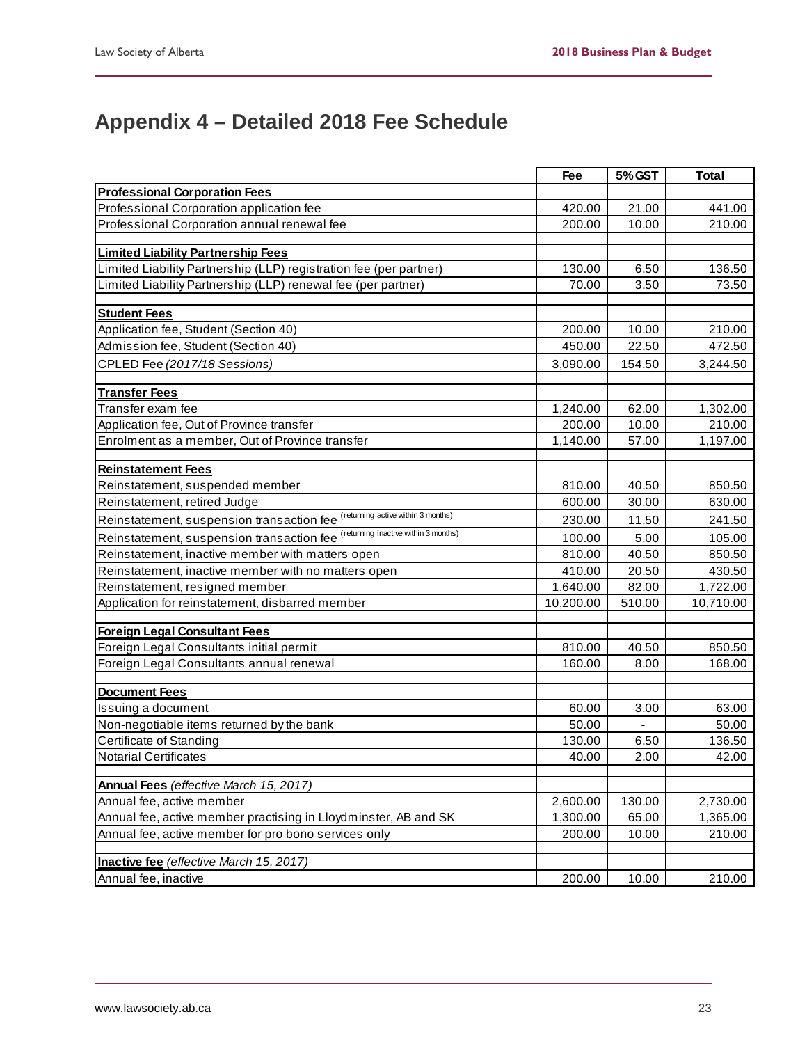# Appendix 4 – Detailed 2018 Fee Schedule

| | Fee | 5% GST | Total |
|---|---|---|---|
| **Professional Corporation Fees** | | | |
| Professional Corporation application fee | 420.00 | 21.00 | 441.00 |
| Professional Corporation annual renewal fee | 200.00 | 10.00 | 210.00 |
| | | | |
| **Limited Liability Partnership Fees** | | | |
| Limited Liability Partnership (LLP) registration fee (per partner) | 130.00 | 6.50 | 136.50 |
| Limited Liability Partnership (LLP) renewal fee (per partner) | 70.00 | 3.50 | 73.50 |
| | | | |
| **Student Fees** | | | |
| Application fee, Student (Section 40) | 200.00 | 10.00 | 210.00 |
| Admission fee, Student (Section 40) | 450.00 | 22.50 | 472.50 |
| CPLED Fee *(2017/18 Sessions)* | 3,090.00 | 154.50 | 3,244.50 |
| | | | |
| **Transfer Fees** | | | |
| Transfer exam fee | 1,240.00 | 62.00 | 1,302.00 |
| Application fee, Out of Province transfer | 200.00 | 10.00 | 210.00 |
| Enrolment as a member, Out of Province transfer | 1,140.00 | 57.00 | 1,197.00 |
| | | | |
| **Reinstatement Fees** | | | |
| Reinstatement, suspended member | 810.00 | 40.50 | 850.50 |
| Reinstatement, retired Judge | 600.00 | 30.00 | 630.00 |
| Reinstatement, suspension transaction fee (returning active within 3 months) | 230.00 | 11.50 | 241.50 |
| Reinstatement, suspension transaction fee (returning inactive within 3 months) | 100.00 | 5.00 | 105.00 |
| Reinstatement, inactive member with matters open | 810.00 | 40.50 | 850.50 |
| Reinstatement, inactive member with no matters open | 410.00 | 20.50 | 430.50 |
| Reinstatement, resigned member | 1,640.00 | 82.00 | 1,722.00 |
| Application for reinstatement, disbarred member | 10,200.00 | 510.00 | 10,710.00 |
| | | | |
| **Foreign Legal Consultant Fees** | | | |
| Foreign Legal Consultants initial permit | 810.00 | 40.50 | 850.50 |
| Foreign Legal Consultants annual renewal | 160.00 | 8.00 | 168.00 |
| | | | |
| **Document Fees** | | | |
| Issuing a document | 60.00 | 3.00 | 63.00 |
| Non-negotiable items returned by the bank | 50.00 | - | 50.00 |
| Certificate of Standing | 130.00 | 6.50 | 136.50 |
| Notarial Certificates | 40.00 | 2.00 | 42.00 |
| | | | |
| **Annual Fees** *(effective March 15, 2017)* | | | |
| Annual fee, active member | 2,600.00 | 130.00 | 2,730.00 |
| Annual fee, active member practising in Lloydminster, AB and SK | 1,300.00 | 65.00 | 1,365.00 |
| Annual fee, active member for pro bono services only | 200.00 | 10.00 | 210.00 |
| | | | |
| **Inactive fee** *(effective March 15, 2017)* | | | |
| Annual fee, inactive | 200.00 | 10.00 | 210.00 |